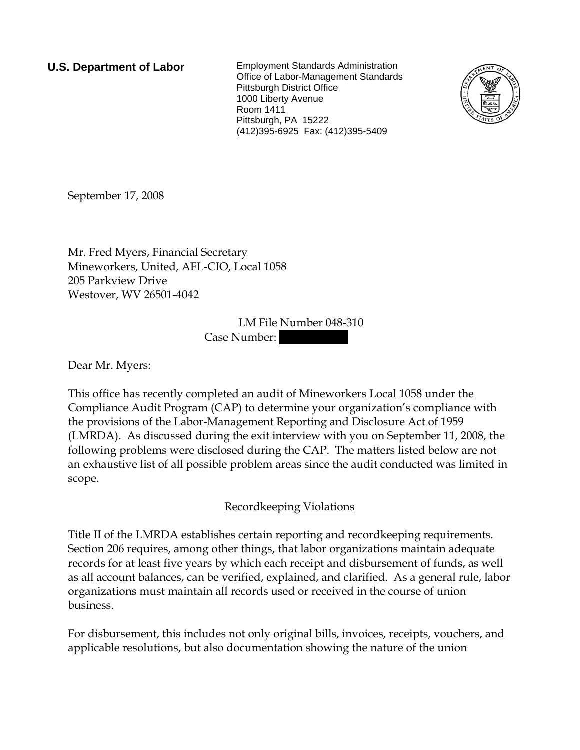**U.S. Department of Labor**

Employment Standards Administration
Office of Labor-Management Standards
Pittsburgh District Office
1000 Liberty Avenue
Room 1411
Pittsburgh, PA 15222
(412)395-6925 Fax: (412)395-5409

September 17, 2008

Mr. Fred Myers, Financial Secretary
Mineworkers, United, AFL-CIO, Local 1058
205 Parkview Drive
Westover, WV 26501-4042

LM File Number 048-310
Case Number: [REDACTED]

Dear Mr. Myers:

This office has recently completed an audit of Mineworkers Local 1058 under the Compliance Audit Program (CAP) to determine your organization's compliance with the provisions of the Labor-Management Reporting and Disclosure Act of 1959 (LMRDA). As discussed during the exit interview with you on September 11, 2008, the following problems were disclosed during the CAP. The matters listed below are not an exhaustive list of all possible problem areas since the audit conducted was limited in scope.

## Recordkeeping Violations

Title II of the LMRDA establishes certain reporting and recordkeeping requirements. Section 206 requires, among other things, that labor organizations maintain adequate records for at least five years by which each receipt and disbursement of funds, as well as all account balances, can be verified, explained, and clarified. As a general rule, labor organizations must maintain all records used or received in the course of union business.

For disbursement, this includes not only original bills, invoices, receipts, vouchers, and applicable resolutions, but also documentation showing the nature of the union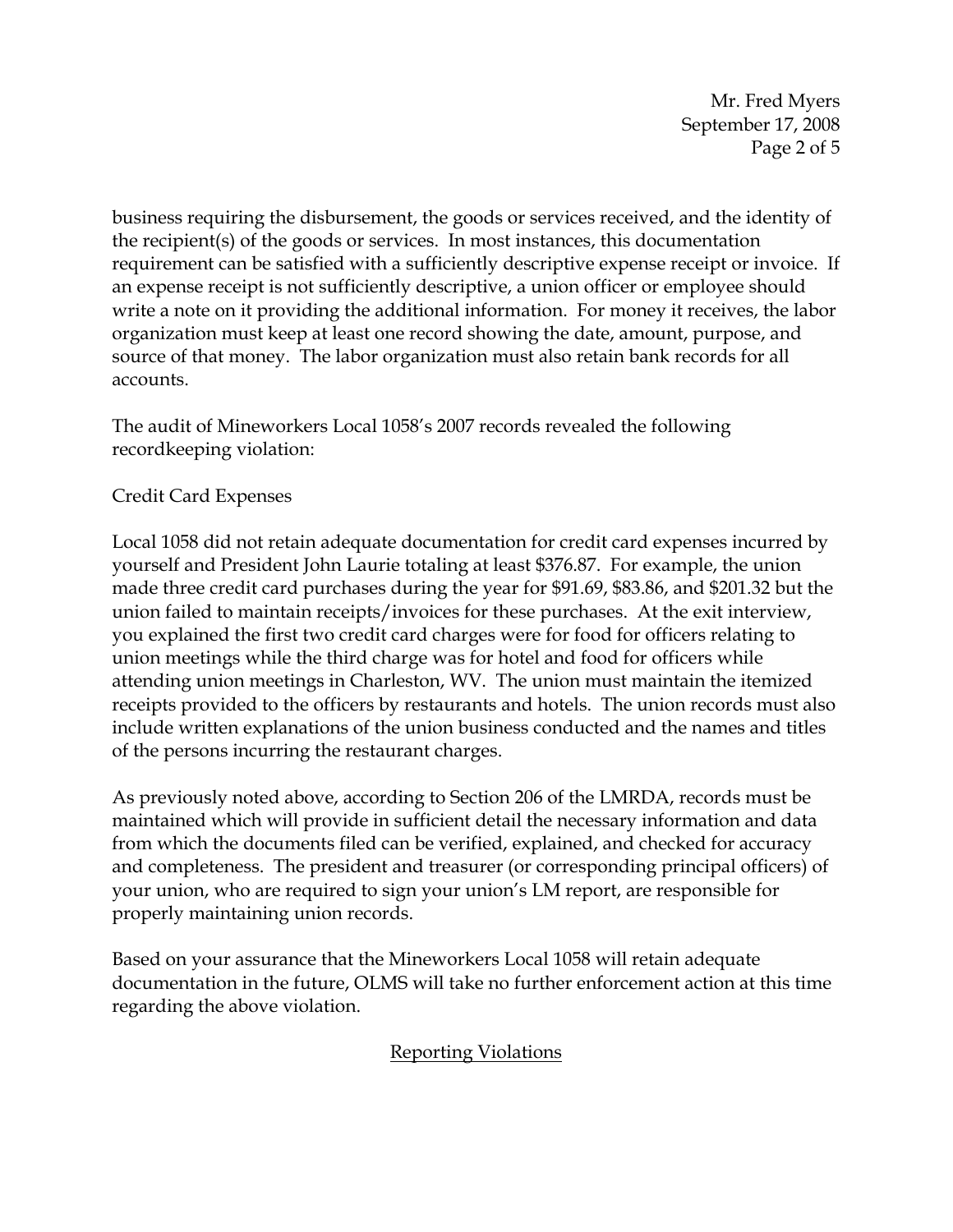business requiring the disbursement, the goods or services received, and the identity of the recipient(s) of the goods or services. In most instances, this documentation requirement can be satisfied with a sufficiently descriptive expense receipt or invoice. If an expense receipt is not sufficiently descriptive, a union officer or employee should write a note on it providing the additional information. For money it receives, the labor organization must keep at least one record showing the date, amount, purpose, and source of that money. The labor organization must also retain bank records for all accounts.

The audit of Mineworkers Local 1058's 2007 records revealed the following recordkeeping violation:

Credit Card Expenses

Local 1058 did not retain adequate documentation for credit card expenses incurred by yourself and President John Laurie totaling at least $376.87. For example, the union made three credit card purchases during the year for $91.69, $83.86, and $201.32 but the union failed to maintain receipts/invoices for these purchases. At the exit interview, you explained the first two credit card charges were for food for officers relating to union meetings while the third charge was for hotel and food for officers while attending union meetings in Charleston, WV. The union must maintain the itemized receipts provided to the officers by restaurants and hotels. The union records must also include written explanations of the union business conducted and the names and titles of the persons incurring the restaurant charges.

As previously noted above, according to Section 206 of the LMRDA, records must be maintained which will provide in sufficient detail the necessary information and data from which the documents filed can be verified, explained, and checked for accuracy and completeness. The president and treasurer (or corresponding principal officers) of your union, who are required to sign your union's LM report, are responsible for properly maintaining union records.

Based on your assurance that the Mineworkers Local 1058 will retain adequate documentation in the future, OLMS will take no further enforcement action at this time regarding the above violation.

## Reporting Violations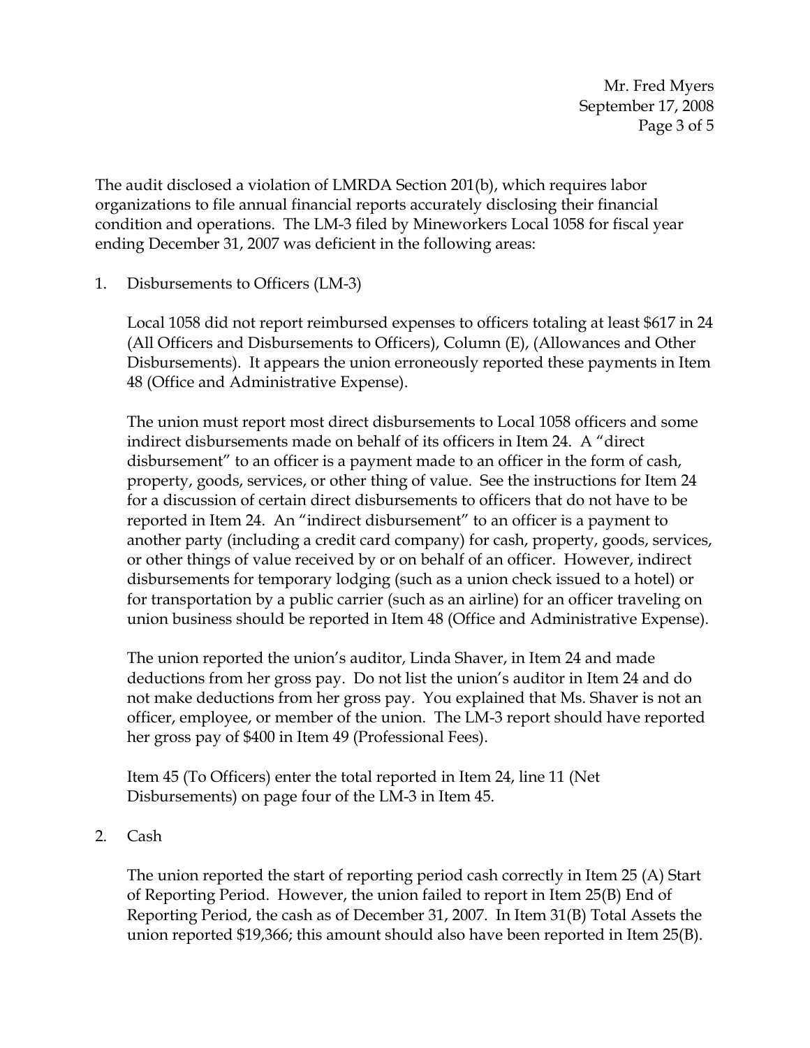Mr. Fred Myers
September 17, 2008

The audit disclosed a violation of LMRDA Section 201(b), which requires labor organizations to file annual financial reports accurately disclosing their financial condition and operations. The LM-3 filed by Mineworkers Local 1058 for fiscal year ending December 31, 2007 was deficient in the following areas:

1. Disbursements to Officers (LM-3)

   Local 1058 did not report reimbursed expenses to officers totaling at least $617 in 24 (All Officers and Disbursements to Officers), Column (E), (Allowances and Other Disbursements). It appears the union erroneously reported these payments in Item 48 (Office and Administrative Expense).

   The union must report most direct disbursements to Local 1058 officers and some indirect disbursements made on behalf of its officers in Item 24. A "direct disbursement" to an officer is a payment made to an officer in the form of cash, property, goods, services, or other thing of value. See the instructions for Item 24 for a discussion of certain direct disbursements to officers that do not have to be reported in Item 24. An "indirect disbursement" to an officer is a payment to another party (including a credit card company) for cash, property, goods, services, or other things of value received by or on behalf of an officer. However, indirect disbursements for temporary lodging (such as a union check issued to a hotel) or for transportation by a public carrier (such as an airline) for an officer traveling on union business should be reported in Item 48 (Office and Administrative Expense).

   The union reported the union's auditor, Linda Shaver, in Item 24 and made deductions from her gross pay. Do not list the union's auditor in Item 24 and do not make deductions from her gross pay. You explained that Ms. Shaver is not an officer, employee, or member of the union. The LM-3 report should have reported her gross pay of $400 in Item 49 (Professional Fees).

   Item 45 (To Officers) enter the total reported in Item 24, line 11 (Net Disbursements) on page four of the LM-3 in Item 45.

2. Cash

   The union reported the start of reporting period cash correctly in Item 25 (A) Start of Reporting Period. However, the union failed to report in Item 25(B) End of Reporting Period, the cash as of December 31, 2007. In Item 31(B) Total Assets the union reported $19,366; this amount should also have been reported in Item 25(B).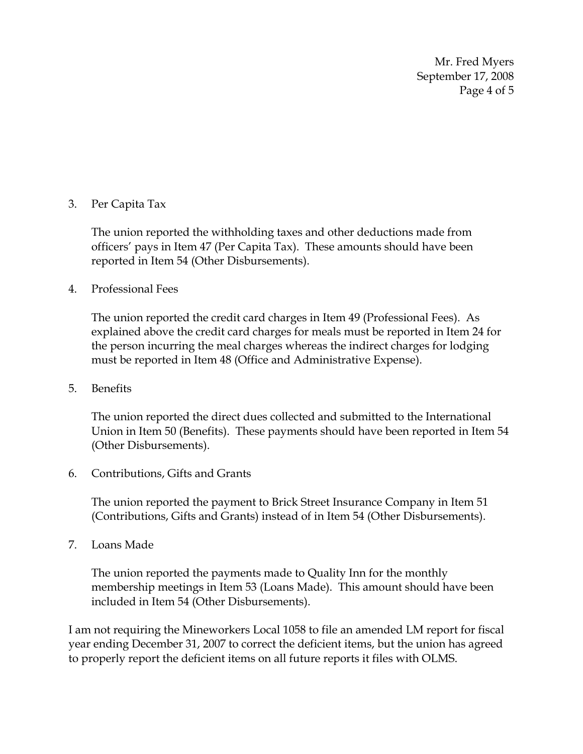3. Per Capita Tax

   The union reported the withholding taxes and other deductions made from officers' pays in Item 47 (Per Capita Tax). These amounts should have been reported in Item 54 (Other Disbursements).

4. Professional Fees

   The union reported the credit card charges in Item 49 (Professional Fees). As explained above the credit card charges for meals must be reported in Item 24 for the person incurring the meal charges whereas the indirect charges for lodging must be reported in Item 48 (Office and Administrative Expense).

5. Benefits

   The union reported the direct dues collected and submitted to the International Union in Item 50 (Benefits). These payments should have been reported in Item 54 (Other Disbursements).

6. Contributions, Gifts and Grants

   The union reported the payment to Brick Street Insurance Company in Item 51 (Contributions, Gifts and Grants) instead of in Item 54 (Other Disbursements).

7. Loans Made

   The union reported the payments made to Quality Inn for the monthly membership meetings in Item 53 (Loans Made). This amount should have been included in Item 54 (Other Disbursements).

I am not requiring the Mineworkers Local 1058 to file an amended LM report for fiscal year ending December 31, 2007 to correct the deficient items, but the union has agreed to properly report the deficient items on all future reports it files with OLMS.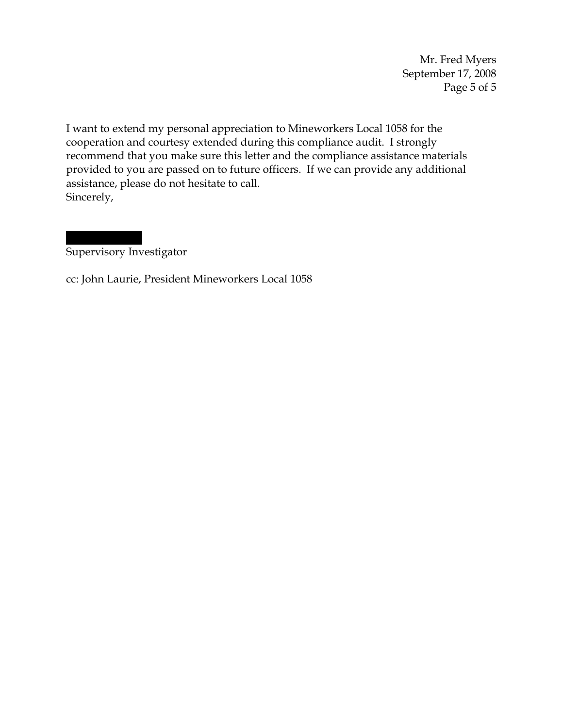I want to extend my personal appreciation to Mineworkers Local 1058 for the cooperation and courtesy extended during this compliance audit. I strongly recommend that you make sure this letter and the compliance assistance materials provided to you are passed on to future officers. If we can provide any additional assistance, please do not hesitate to call.

Sincerely,

Supervisory Investigator

cc: John Laurie, President Mineworkers Local 1058